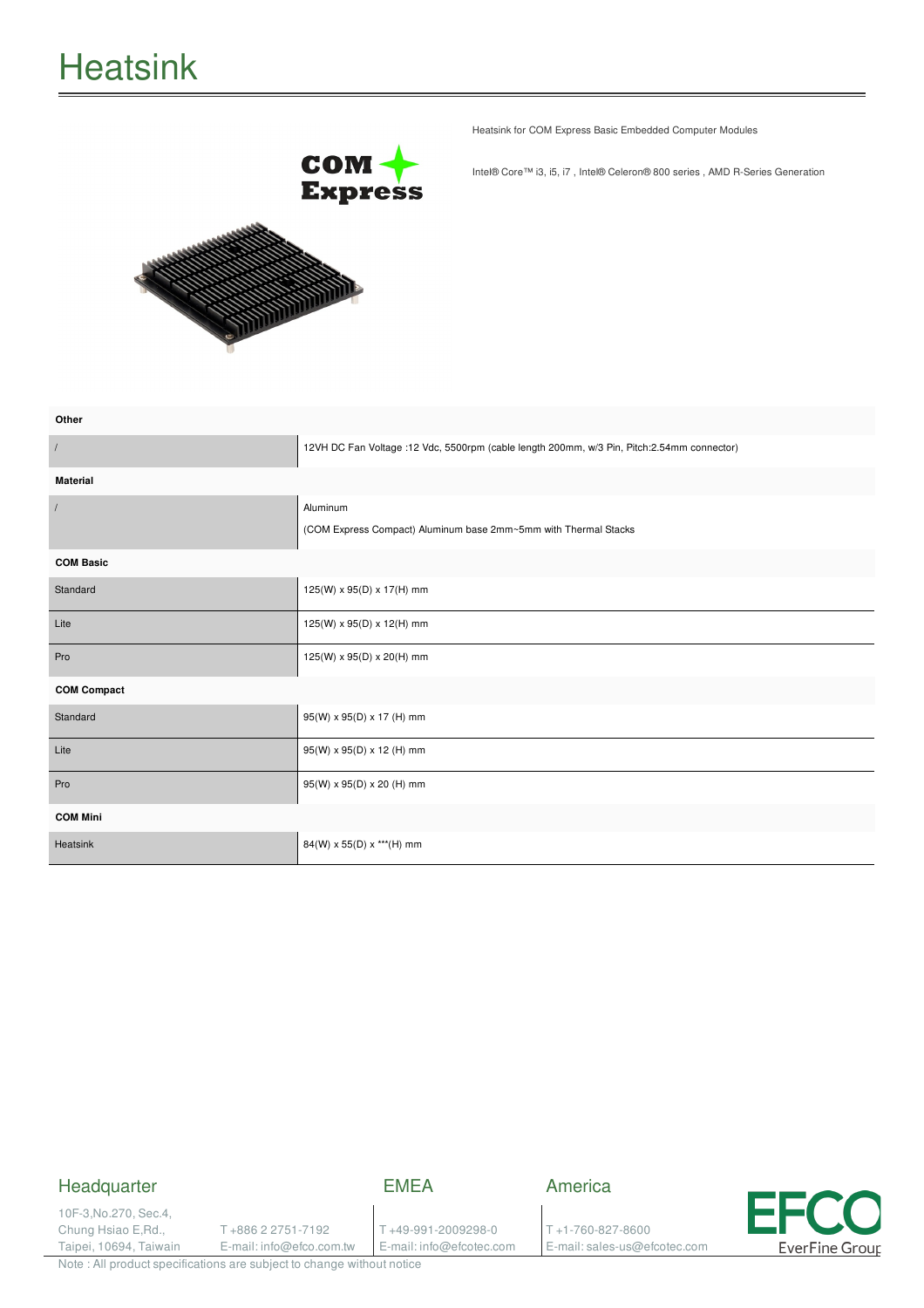# Heatsink

Heatsink for COM Express Basic Embedded Computer Modules

Intel® Core™ i3, i5, i7 , Intel® Celeron® 800 series , AMD R-Series Generation

| | |
|---|---|
| **Other** | |
| / | 12VH DC Fan Voltage :12 Vdc, 5500rpm (cable length 200mm, w/3 Pin, Pitch:2.54mm connector) |
| **Material** | |
| / | Aluminum<br>(COM Express Compact) Aluminum base 2mm~5mm with Thermal Stacks |
| **COM Basic** | |
| Standard | 125(W) x 95(D) x 17(H) mm |
| Lite | 125(W) x 95(D) x 12(H) mm |
| Pro | 125(W) x 95(D) x 20(H) mm |
| **COM Compact** | |
| Standard | 95(W) x 95(D) x 17 (H) mm |
| Lite | 95(W) x 95(D) x 12 (H) mm |
| Pro | 95(W) x 95(D) x 20 (H) mm |
| **COM Mini** | |
| Heatsink | 84(W) x 55(D) x ***(H) mm |

**Headquarter**
10F-3,No.270, Sec.4, Chung Hsiao E,Rd., Taipei, 10694, Taiwain
T +886 2 2751-7192
E-mail: info@efco.com.tw

**EMEA**
T +49-991-2009298-0
E-mail: info@efcotec.com

**America**
T +1-760-827-8600
E-mail: sales-us@efcotec.com

EFCO EverFine Group

Note : All product specifications are subject to change without notice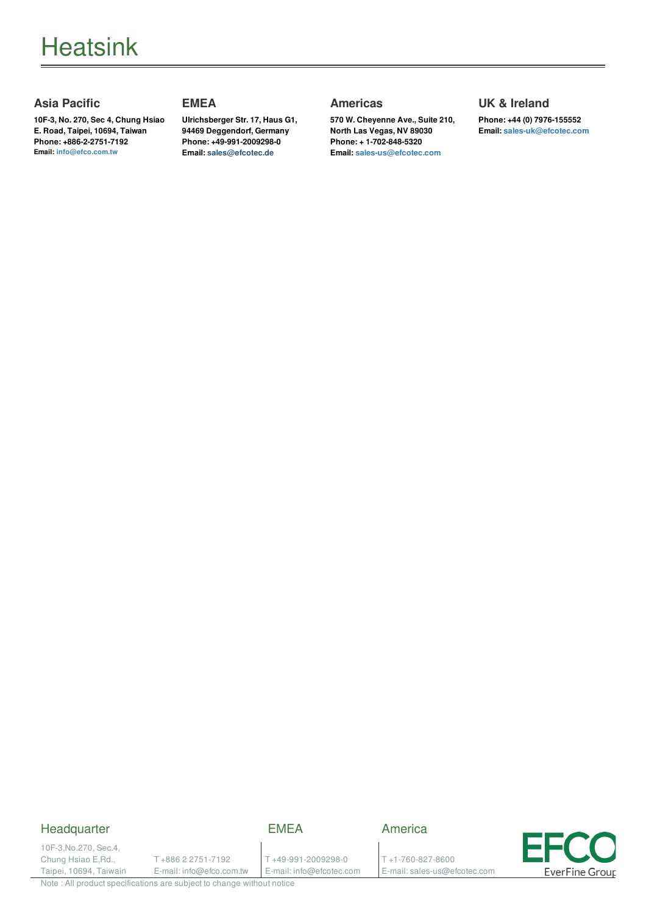# Heatsink

### Asia Pacific

**10F-3, No. 270, Sec 4, Chung Hsiao E. Road, Taipei, 10694, Taiwan**
**Phone: +886-2-2751-7192**
**Email: info@efco.com.tw**

### EMEA

**Ulrichsberger Str. 17, Haus G1, 94469 Deggendorf, Germany**
**Phone: +49-991-2009298-0**
**Email: sales@efcotec.de**

### Americas

**570 W. Cheyenne Ave., Suite 210, North Las Vegas, NV 89030**
**Phone: + 1-702-848-5320**
**Email: sales-us@efcotec.com**

### UK & Ireland

**Phone: +44 (0) 7976-155552**
**Email: sales-uk@efcotec.com**

Headquarter

10F-3,No.270, Sec.4,
Chung Hsiao E,Rd.,
Taipei, 10694, Taiwain

T +886 2 2751-7192
E-mail: info@efco.com.tw

EMEA

T +49-991-2009298-0
E-mail: info@efcotec.com

America

T +1-760-827-8600
E-mail: sales-us@efcotec.com

EFCO
EverFine Group

Note : All product specifications are subject to change without notice